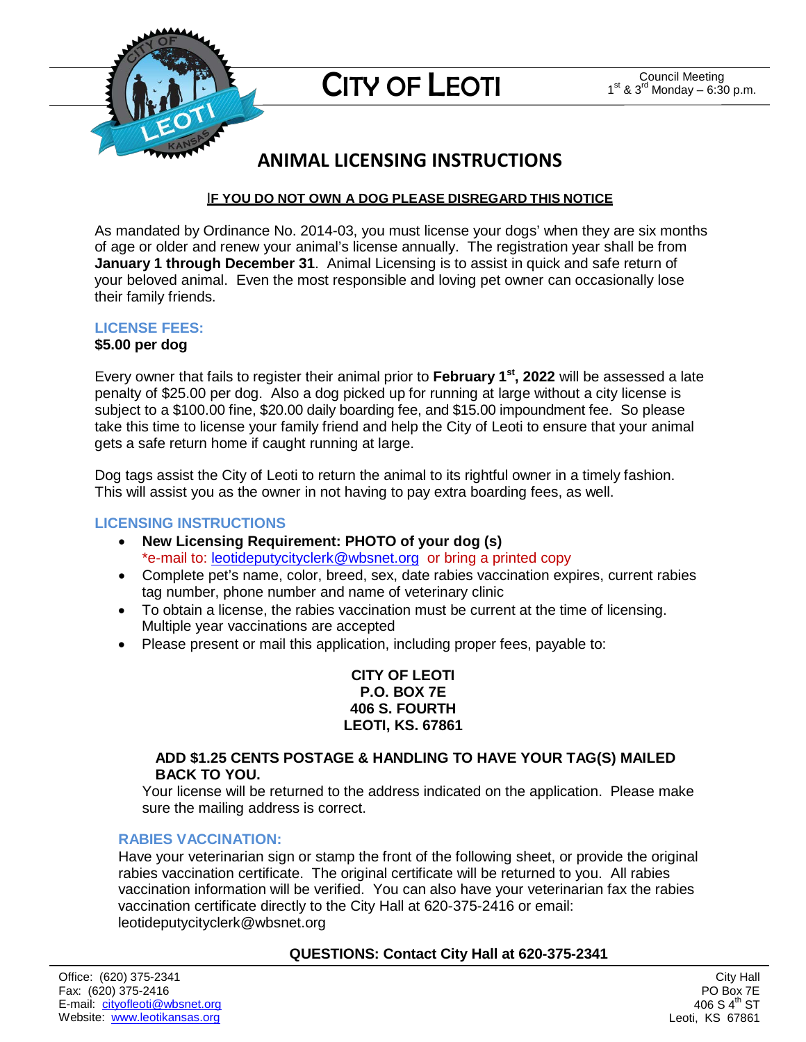# CITY OF LEOTI

Council Meeting
1st & 3rd Monday – 6:30 p.m.

## ANIMAL LICENSING INSTRUCTIONS

**IF YOU DO NOT OWN A DOG PLEASE DISREGARD THIS NOTICE**

As mandated by Ordinance No. 2014-03, you must license your dogs' when they are six months of age or older and renew your animal's license annually. The registration year shall be from **January 1 through December 31**. Animal Licensing is to assist in quick and safe return of your beloved animal. Even the most responsible and loving pet owner can occasionally lose their family friends.

### LICENSE FEES:

**$5.00 per dog**

Every owner that fails to register their animal prior to **February 1st, 2022** will be assessed a late penalty of $25.00 per dog. Also a dog picked up for running at large without a city license is subject to a $100.00 fine, $20.00 daily boarding fee, and $15.00 impoundment fee. So please take this time to license your family friend and help the City of Leoti to ensure that your animal gets a safe return home if caught running at large.

Dog tags assist the City of Leoti to return the animal to its rightful owner in a timely fashion. This will assist you as the owner in not having to pay extra boarding fees, as well.

### LICENSING INSTRUCTIONS

- **New Licensing Requirement: PHOTO of your dog (s)**
  *e-mail to: leotideputycityclerk@wbsnet.org or bring a printed copy
- Complete pet's name, color, breed, sex, date rabies vaccination expires, current rabies tag number, phone number and name of veterinary clinic
- To obtain a license, the rabies vaccination must be current at the time of licensing. Multiple year vaccinations are accepted
- Please present or mail this application, including proper fees, payable to:

**CITY OF LEOTI**
**P.O. BOX 7E**
**406 S. FOURTH**
**LEOTI, KS. 67861**

**ADD $1.25 CENTS POSTAGE & HANDLING TO HAVE YOUR TAG(S) MAILED BACK TO YOU.**
Your license will be returned to the address indicated on the application. Please make sure the mailing address is correct.

### RABIES VACCINATION:

Have your veterinarian sign or stamp the front of the following sheet, or provide the original rabies vaccination certificate. The original certificate will be returned to you. All rabies vaccination information will be verified. You can also have your veterinarian fax the rabies vaccination certificate directly to the City Hall at 620-375-2416 or email: leotideputycityclerk@wbsnet.org

**QUESTIONS: Contact City Hall at 620-375-2341**

Office: (620) 375-2341
Fax: (620) 375-2416
E-mail: cityofleoti@wbsnet.org
Website: www.leotikansas.org

City Hall
PO Box 7E
406 S 4th ST
Leoti, KS 67861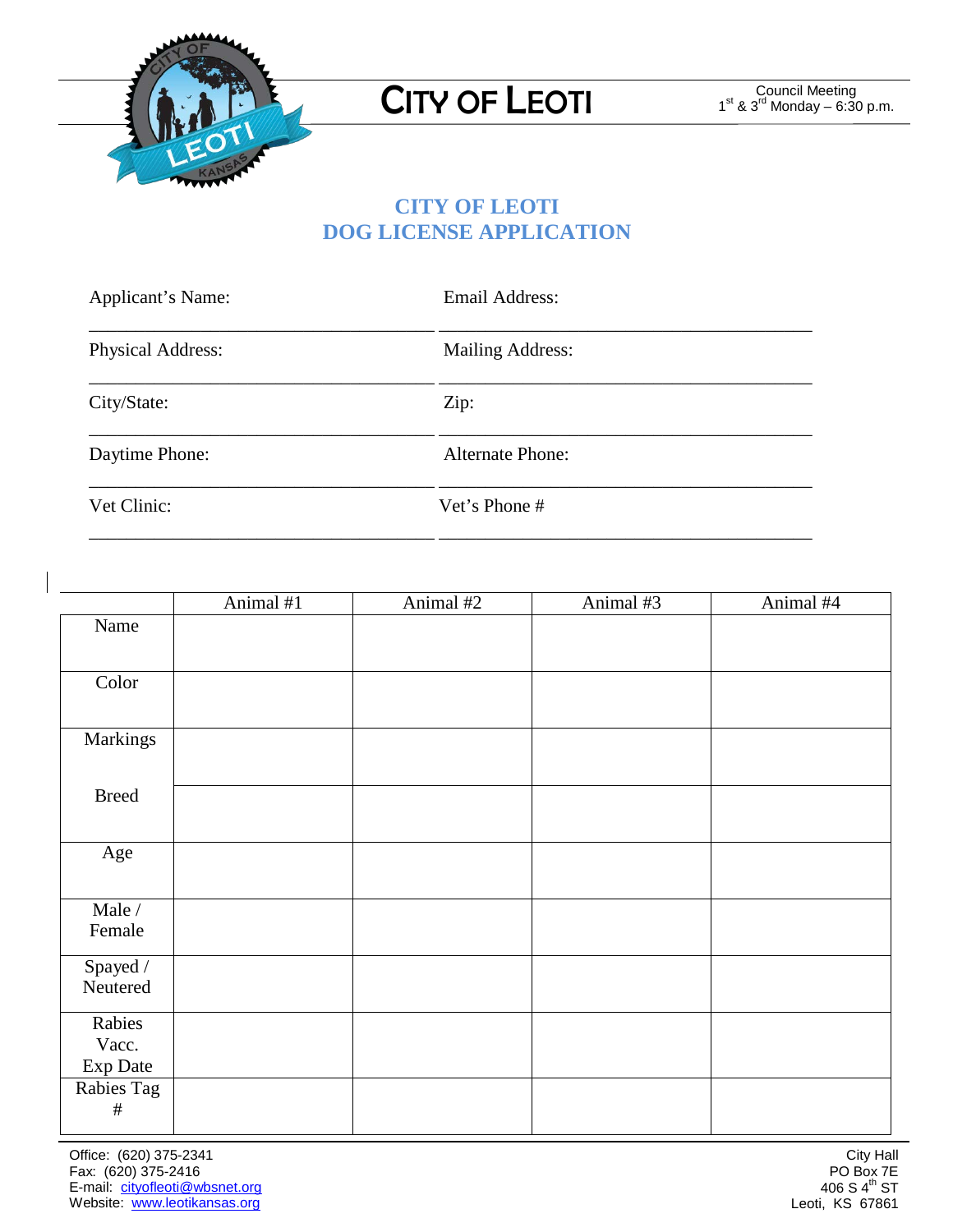# CITY OF LEOTI

Council Meeting
1st & 3rd Monday – 6:30 p.m.

## CITY OF LEOTI
## DOG LICENSE APPLICATION

Applicant's Name: ______________________ Email Address: ______________________

Physical Address: ______________________ Mailing Address: ______________________

City/State: ______________________ Zip: ______________________

Daytime Phone: ______________________ Alternate Phone: ______________________

Vet Clinic: ______________________ Vet's Phone # ______________________

| | Animal #1 | Animal #2 | Animal #3 | Animal #4 |
|---|---|---|---|---|
| Name | | | | |
| Color | | | | |
| Markings | | | | |
| Breed | | | | |
| Age | | | | |
| Male / Female | | | | |
| Spayed / Neutered | | | | |
| Rabies Vacc. Exp Date | | | | |
| Rabies Tag # | | | | |

Office: (620) 375-2341
Fax: (620) 375-2416
E-mail: cityofleoti@wbsnet.org
Website: www.leotikansas.org

City Hall
PO Box 7E
406 S 4th ST
Leoti, KS 67861